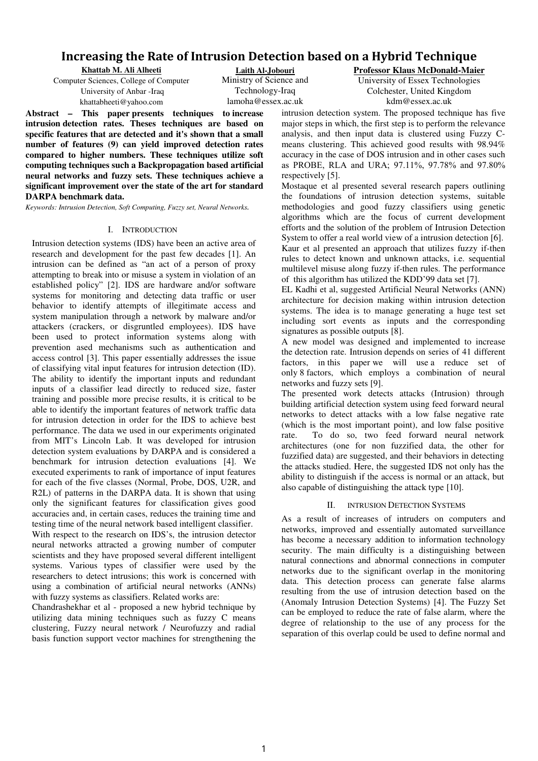# Increasing the Rate of Intrusion Detection based on a Hybrid Technique

**Khattab M. Ali Alheeti**
Computer Sciences, College of Computer
University of Anbar -Iraq
khattabheeti@yahoo.com

**Laith Al-Jobouri**
Ministry of Science and Technology-Iraq
lamoha@essex.ac.uk

**Professor Klaus McDonald-Maier**
University of Essex Technologies
Colchester, United Kingdom
kdm@essex.ac.uk

**Abstract – This paper presents techniques to increase intrusion detection rates. Theses techniques are based on specific features that are detected and it's shown that a small number of features (9) can yield improved detection rates compared to higher numbers. These techniques utilize soft computing techniques such a Backpropagation based artificial neural networks and fuzzy sets. These techniques achieve a significant improvement over the state of the art for standard DARPA benchmark data.**

*Keywords: Intrusion Detection, Soft Computing, Fuzzy set, Neural Networks.*

## I. Introduction

Intrusion detection systems (IDS) have been an active area of research and development for the past few decades [1]. An intrusion can be defined as "an act of a person of proxy attempting to break into or misuse a system in violation of an established policy" [2]. IDS are hardware and/or software systems for monitoring and detecting data traffic or user behavior to identify attempts of illegitimate access and system manipulation through a network by malware and/or attackers (crackers, or disgruntled employees). IDS have been used to protect information systems along with prevention ased mechanisms such as authentication and access control [3]. This paper essentially addresses the issue of classifying vital input features for intrusion detection (ID). The ability to identify the important inputs and redundant inputs of a classifier lead directly to reduced size, faster training and possible more precise results, it is critical to be able to identify the important features of network traffic data for intrusion detection in order for the IDS to achieve best performance. The data we used in our experiments originated from MIT's Lincoln Lab. It was developed for intrusion detection system evaluations by DARPA and is considered a benchmark for intrusion detection evaluations [4]. We executed experiments to rank of importance of input features for each of the five classes (Normal, Probe, DOS, U2R, and R2L) of patterns in the DARPA data. It is shown that using only the significant features for classification gives good accuracies and, in certain cases, reduces the training time and testing time of the neural network based intelligent classifier.

With respect to the research on IDS's, the intrusion detector neural networks attracted a growing number of computer scientists and they have proposed several different intelligent systems. Various types of classifier were used by the researchers to detect intrusions; this work is concerned with using a combination of artificial neural networks (ANNs) with fuzzy systems as classifiers. Related works are:

Chandrashekhar et al - proposed a new hybrid technique by utilizing data mining techniques such as fuzzy C means clustering, Fuzzy neural network / Neurofuzzy and radial basis function support vector machines for strengthening the intrusion detection system. The proposed technique has five major steps in which, the first step is to perform the relevance analysis, and then input data is clustered using Fuzzy C-means clustering. This achieved good results with 98.94% accuracy in the case of DOS intrusion and in other cases such as PROBE, RLA and URA; 97.11%, 97.78% and 97.80% respectively [5].

Mostaque et al presented several research papers outlining the foundations of intrusion detection systems, suitable methodologies and good fuzzy classifiers using genetic algorithms which are the focus of current development efforts and the solution of the problem of Intrusion Detection System to offer a real world view of a intrusion detection [6].

Kaur et al presented an approach that utilizes fuzzy if-then rules to detect known and unknown attacks, i.e. sequential multilevel misuse along fuzzy if-then rules. The performance of this algorithm has utilized the KDD'99 data set [7].

EL Kadhi et al, suggested Artificial Neural Networks (ANN) architecture for decision making within intrusion detection systems. The idea is to manage generating a huge test set including sort events as inputs and the corresponding signatures as possible outputs [8].

A new model was designed and implemented to increase the detection rate. Intrusion depends on series of 41 different factors, in this paper we will use a reduce set of only 8 factors, which employs a combination of neural networks and fuzzy sets [9].

The presented work detects attacks (Intrusion) through building artificial detection system using feed forward neural networks to detect attacks with a low false negative rate (which is the most important point), and low false positive rate. To do so, two feed forward neural network architectures (one for non fuzzified data, the other for fuzzified data) are suggested, and their behaviors in detecting the attacks studied. Here, the suggested IDS not only has the ability to distinguish if the access is normal or an attack, but also capable of distinguishing the attack type [10].

## II. Intrusion Detection Systems

As a result of increases of intruders on computers and networks, improved and essentially automated surveillance has become a necessary addition to information technology security. The main difficulty is a distinguishing between natural connections and abnormal connections in computer networks due to the significant overlap in the monitoring data. This detection process can generate false alarms resulting from the use of intrusion detection based on the (Anomaly Intrusion Detection Systems) [4]. The Fuzzy Set can be employed to reduce the rate of false alarm, where the degree of relationship to the use of any process for the separation of this overlap could be used to define normal and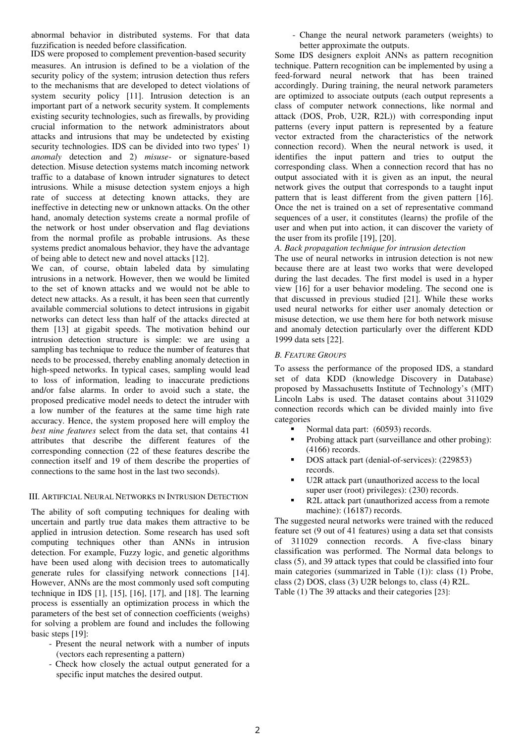abnormal behavior in distributed systems. For that data fuzzification is needed before classification.

IDS were proposed to complement prevention-based security measures. An intrusion is defined to be a violation of the security policy of the system; intrusion detection thus refers to the mechanisms that are developed to detect violations of system security policy [11]. Intrusion detection is an important part of a network security system. It complements existing security technologies, such as firewalls, by providing crucial information to the network administrators about attacks and intrusions that may be undetected by existing security technologies. IDS can be divided into two types' 1) *anomaly* detection and 2) *misuse*- or signature-based detection. Misuse detection systems match incoming network traffic to a database of known intruder signatures to detect intrusions. While a misuse detection system enjoys a high rate of success at detecting known attacks, they are ineffective in detecting new or unknown attacks. On the other hand, anomaly detection systems create a normal profile of the network or host under observation and flag deviations from the normal profile as probable intrusions. As these systems predict anomalous behavior, they have the advantage of being able to detect new and novel attacks [12].

We can, of course, obtain labeled data by simulating intrusions in a network. However, then we would be limited to the set of known attacks and we would not be able to detect new attacks. As a result, it has been seen that currently available commercial solutions to detect intrusions in gigabit networks can detect less than half of the attacks directed at them [13] at gigabit speeds. The motivation behind our intrusion detection structure is simple: we are using a sampling bas technique to reduce the number of features that needs to be processed, thereby enabling anomaly detection in high-speed networks. In typical cases, sampling would lead to loss of information, leading to inaccurate predictions and/or false alarms. In order to avoid such a state, the proposed predicative model needs to detect the intruder with a low number of the features at the same time high rate accuracy. Hence, the system proposed here will employ the *best nine features* select from the data set, that contains 41 attributes that describe the different features of the corresponding connection (22 of these features describe the connection itself and 19 of them describe the properties of connections to the same host in the last two seconds).

## III. Artificial Neural Networks in Intrusion Detection

The ability of soft computing techniques for dealing with uncertain and partly true data makes them attractive to be applied in intrusion detection. Some research has used soft computing techniques other than ANNs in intrusion detection. For example, Fuzzy logic, and genetic algorithms have been used along with decision trees to automatically generate rules for classifying network connections [14]. However, ANNs are the most commonly used soft computing technique in IDS [1], [15], [16], [17], and [18]. The learning process is essentially an optimization process in which the parameters of the best set of connection coefficients (weighs) for solving a problem are found and includes the following basic steps [19]:

- Present the neural network with a number of inputs (vectors each representing a pattern)
- Check how closely the actual output generated for a specific input matches the desired output.
- Change the neural network parameters (weights) to better approximate the outputs.

Some IDS designers exploit ANNs as pattern recognition technique. Pattern recognition can be implemented by using a feed-forward neural network that has been trained accordingly. During training, the neural network parameters are optimized to associate outputs (each output represents a class of computer network connections, like normal and attack (DOS, Prob, U2R, R2L)) with corresponding input patterns (every input pattern is represented by a feature vector extracted from the characteristics of the network connection record). When the neural network is used, it identifies the input pattern and tries to output the corresponding class. When a connection record that has no output associated with it is given as an input, the neural network gives the output that corresponds to a taught input pattern that is least different from the given pattern [16]. Once the net is trained on a set of representative command sequences of a user, it constitutes (learns) the profile of the user and when put into action, it can discover the variety of the user from its profile [19], [20].

### *A. Back propagation technique for intrusion detection*

The use of neural networks in intrusion detection is not new because there are at least two works that were developed during the last decades. The first model is used in a hyper view [16] for a user behavior modeling. The second one is that discussed in previous studied [21]. While these works used neural networks for either user anomaly detection or misuse detection, we use them here for both network misuse and anomaly detection particularly over the different KDD 1999 data sets [22].

### *B. Feature Groups*

To assess the performance of the proposed IDS, a standard set of data KDD (knowledge Discovery in Database) proposed by Massachusetts Institute of Technology's (MIT) Lincoln Labs is used. The dataset contains about 311029 connection records which can be divided mainly into five categories

- Normal data part: (60593) records.
- Probing attack part (surveillance and other probing): (4166) records.
- DOS attack part (denial-of-services): (229853) records.
- U2R attack part (unauthorized access to the local super user (root) privileges): (230) records.
- R2L attack part (unauthorized access from a remote machine): (16187) records.

The suggested neural networks were trained with the reduced feature set (9 out of 41 features) using a data set that consists of 311029 connection records. A five-class binary classification was performed. The Normal data belongs to class (5), and 39 attack types that could be classified into four main categories (summarized in Table (1)): class (1) Probe, class (2) DOS, class (3) U2R belongs to, class (4) R2L.

Table (1) The 39 attacks and their categories [23]: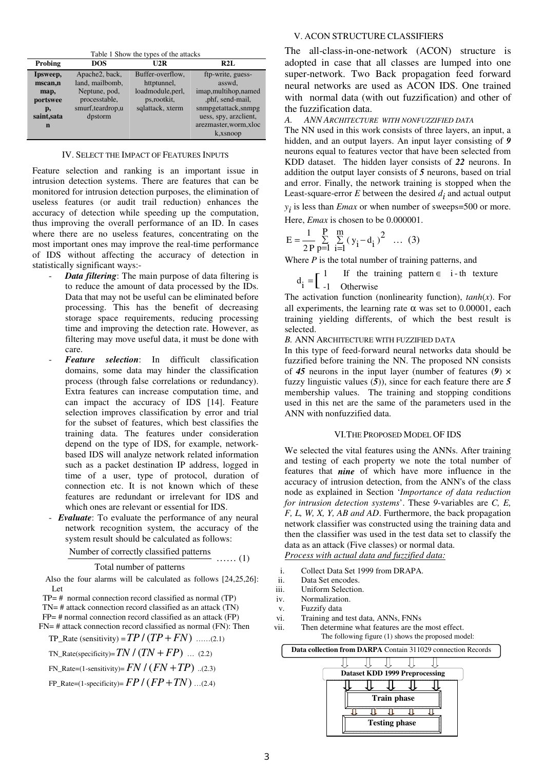Table 1 Show the types of the attacks

| Probing | DOS | U2R | R2L |
|---|---|---|---|
| **Ipsweep, mscan,nmap, portsweep, saint,satan** | Apache2, back, land, mailbomb, Neptune, pod, processtable, smurf,teardrop,udpstorm | Buffer-overflow, httptunnel, loadmodule,perl, ps,rootkit, sqlattack, xterm | ftp-write, guess-asswd, imap,multihop,named ,phf, send-mail, snmpgetattack,snmpguess, spy, arzclient, arezmaster,worm,xlock,xsnoop |

## IV. Select the Impact of Features Inputs

Feature selection and ranking is an important issue in intrusion detection systems. There are features that can be monitored for intrusion detection purposes, the elimination of useless features (or audit trail reduction) enhances the accuracy of detection while speeding up the computation, thus improving the overall performance of an ID. In cases where there are no useless features, concentrating on the most important ones may improve the real-time performance of IDS without affecting the accuracy of detection in statistically significant ways:-

- ***Data filtering***: The main purpose of data filtering is to reduce the amount of data processed by the IDs. Data that may not be useful can be eliminated before processing. This has the benefit of decreasing storage space requirements, reducing processing time and improving the detection rate. However, as filtering may move useful data, it must be done with care.
- ***Feature selection***: In difficult classification domains, some data may hinder the classification process (through false correlations or redundancy). Extra features can increase computation time, and can impact the accuracy of IDS [14]. Feature selection improves classification by error and trial for the subset of features, which best classifies the training data. The features under consideration depend on the type of IDS, for example, network-based IDS will analyze network related information such as a packet destination IP address, logged in time of a user, type of protocol, duration of connection etc. It is not known which of these features are redundant or irrelevant for IDS and which ones are relevant or essential for IDS.
- ***Evaluate***: To evaluate the performance of any neural network recognition system, the accuracy of the system result should be calculated as follows:

$$\frac{\text{Number of correctly classified patterns}}{\text{Total number of patterns}} \quad \ldots\ldots (1)$$

Also the four alarms will be calculated as follows [24,25,26]: Let

TP= # normal connection record classified as normal (TP)
TN= # attack connection record classified as an attack (TN)
FP= # normal connection record classified as an attack (FP)
FN= # attack connection record classified as normal (FN): Then

$$\text{TP\_Rate (sensitivity)} = TP/(TP+FN) \quad \ldots\ldots(2.1)$$

$$\text{TN\_Rate(specificity)} = TN/(TN+FP) \quad \ldots\ (2.2)$$

$$\text{FN\_Rate=(1-sensitivity)} = FN/(FN+TP) \quad ..(2.3)$$

$$\text{FP\_Rate=(1-specificity)} = FP/(FP+TN) \quad \ldots(2.4)$$

## V. ACON Structure Classifiers

The all-class-in-one-network (ACON) structure is adopted in case that all classes are lumped into one super-network. Two Back propagation feed forward neural networks are used as ACON IDS. One trained with normal data (with out fuzzification) and other of the fuzzification data.

### A. ANN Architecture with Nonfuzzified Data

The NN used in this work consists of three layers, an input, a hidden, and an output layers. An input layer consisting of ***9*** neurons equal to features vector that have been selected from KDD dataset. The hidden layer consists of ***22*** neurons. In addition the output layer consists of ***5*** neurons, based on trial and error. Finally, the network training is stopped when the Least-square-error *E* between the desired $d_i$ and actual output $y_i$ is less than *Emax* or when number of sweeps=500 or more. Here, *Emax* is chosen to be 0.000001.

$$E = \frac{1}{2P}\sum_{p=1}^{P}\sum_{i=1}^{m}(y_i - d_i)^2 \quad \ldots\ (3)$$

Where *P* is the total number of training patterns, and

$$d_i = \begin{cases} 1 & \text{If the training pattern} \in \text{ i-th texture} \\ -1 & \text{Otherwise} \end{cases}$$

The activation function (nonlinearity function), *tanh*(*x*). For all experiments, the learning rate $\alpha$ was set to 0.00001, each training yielding differents, of which the best result is selected.

### B. ANN Architecture with Fuzzified Data

In this type of feed-forward neural networks data should be fuzzified before training the NN. The proposed NN consists of ***45*** neurons in the input layer (number of features (***9***) × fuzzy linguistic values (***5***)), since for each feature there are ***5*** membership values. The training and stopping conditions used in this net are the same of the parameters used in the ANN with nonfuzzified data.

## VI. The Proposed Model of IDS

We selected the vital features using the ANNs. After training and testing of each property we note the total number of features that ***nine*** of which have more influence in the accuracy of intrusion detection, from the ANN's of the class node as explained in Section '*Importance of data reduction for intrusion detection systems*'. These *9*-variables are *C, E, F, L, W, X, Y, AB and AD*. Furthermore, the back propagation network classifier was constructed using the training data and then the classifier was used in the test data set to classify the data as an attack (Five classes) or normal data.

*Process with actual data and fuzzified data:*

i. Collect Data Set 1999 from DRAPA.
ii. Data Set encodes.
iii. Uniform Selection.
iv. Normalization.
v. Fuzzify data
vi. Training and test data, ANNs, FNNs
vii. Then determine what features are the most effect.

The following figure (1) shows the proposed model:

**Data collection from DARPA** Contain 311029 connection Records

**Dataset KDD 1999 Preprocessing**

**Train phase**

**Testing phase**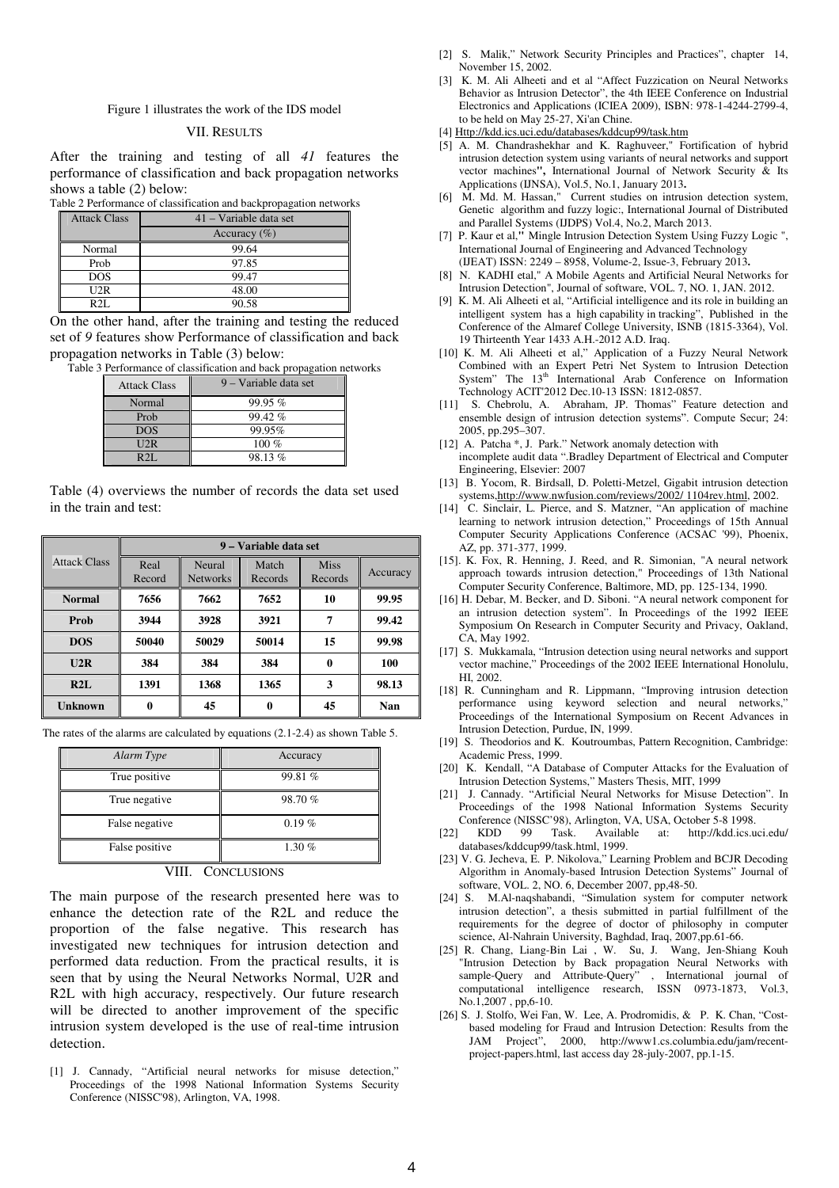Figure 1 illustrates the work of the IDS model

## VII. RESULTS

After the training and testing of all *41* features the performance of classification and back propagation networks shows a table (2) below:

Table 2 Performance of classification and backpropagation networks

| Attack Class | 41 – Variable data set |
|---|---|
| | Accuracy (%) |
| Normal | 99.64 |
| Prob | 97.85 |
| DOS | 99.47 |
| U2R | 48.00 |
| R2L | 90.58 |

On the other hand, after the training and testing the reduced set of *9* features show Performance of classification and back propagation networks in Table (3) below:

Table 3 Performance of classification and back propagation networks

| Attack Class | 9 – Variable data set |
|---|---|
| Normal | 99.95 % |
| Prob | 99.42 % |
| DOS | 99.95% |
| U2R | 100 % |
| R2L | 98.13 % |

Table (4) overviews the number of records the data set used in the train and test:

| Attack Class | 9 – Variable data set | | | | |
|---|---|---|---|---|---|
| | Real Record | Neural Networks | Match Records | Miss Records | Accuracy |
| **Normal** | **7656** | **7662** | **7652** | **10** | **99.95** |
| **Prob** | **3944** | **3928** | **3921** | **7** | **99.42** |
| **DOS** | **50040** | **50029** | **50014** | **15** | **99.98** |
| **U2R** | **384** | **384** | **384** | **0** | **100** |
| **R2L** | **1391** | **1368** | **1365** | **3** | **98.13** |
| **Unknown** | **0** | **45** | **0** | **45** | **Nan** |

The rates of the alarms are calculated by equations (2.1-2.4) as shown Table 5.

| *Alarm Type* | Accuracy |
|---|---|
| True positive | 99.81 % |
| True negative | 98.70 % |
| False negative | 0.19 % |
| False positive | 1.30 % |

## VIII. CONCLUSIONS

The main purpose of the research presented here was to enhance the detection rate of the R2L and reduce the proportion of the false negative. This research has investigated new techniques for intrusion detection and performed data reduction. From the practical results, it is seen that by using the Neural Networks Normal, U2R and R2L with high accuracy, respectively. Our future research will be directed to another improvement of the specific intrusion system developed is the use of real-time intrusion detection.

[1] J. Cannady, "Artificial neural networks for misuse detection," Proceedings of the 1998 National Information Systems Security Conference (NISSC'98), Arlington, VA, 1998.

[2] S. Malik," Network Security Principles and Practices", chapter 14, November 15, 2002.

[3] K. M. Ali Alheeti and et al "Affect Fuzzication on Neural Networks Behavior as Intrusion Detector", the 4th IEEE Conference on Industrial Electronics and Applications (ICIEA 2009), ISBN: 978-1-4244-2799-4, to be held on May 25-27, Xi'an Chine.

[4] Http://kdd.ics.uci.edu/databases/kddcup99/task.htm

[5] A. M. Chandrashekhar and K. Raghuveer," Fortification of hybrid intrusion detection system using variants of neural networks and support vector machines", International Journal of Network Security & Its Applications (IJNSA), Vol.5, No.1, January 2013.

[6] M. Md. M. Hassan," Current studies on intrusion detection system, Genetic algorithm and fuzzy logic:, International Journal of Distributed and Parallel Systems (IJDPS) Vol.4, No.2, March 2013.

[7] P. Kaur et al," Mingle Intrusion Detection System Using Fuzzy Logic ", International Journal of Engineering and Advanced Technology (IJEAT) ISSN: 2249 – 8958, Volume-2, Issue-3, February 2013.

[8] N. KADHI etal," A Mobile Agents and Artificial Neural Networks for Intrusion Detection", Journal of software, VOL. 7, NO. 1, JAN. 2012.

[9] K. M. Ali Alheeti et al, "Artificial intelligence and its role in building an intelligent system has a high capability in tracking", Published in the Conference of the Almaref College University, ISNB (1815-3364), Vol. 19 Thirteenth Year 1433 A.H.-2012 A.D. Iraq.

[10] K. M. Ali Alheeti et al," Application of a Fuzzy Neural Network Combined with an Expert Petri Net System to Intrusion Detection System" The 13th International Arab Conference on Information Technology ACIT'2012 Dec.10-13 ISSN: 1812-0857.

[11] S. Chebrolu, A. Abraham, JP. Thomas" Feature detection and ensemble design of intrusion detection systems". Compute Secur; 24: 2005, pp.295–307.

[12] A. Patcha *, J. Park." Network anomaly detection with incomplete audit data ".Bradley Department of Electrical and Computer Engineering, Elsevier: 2007

[13] B. Yocom, R. Birdsall, D. Poletti-Metzel, Gigabit intrusion detection systems,http://www.nwfusion.com/reviews/2002/ 1104rev.html, 2002.

[14] C. Sinclair, L. Pierce, and S. Matzner, "An application of machine learning to network intrusion detection," Proceedings of 15th Annual Computer Security Applications Conference (ACSAC '99), Phoenix, AZ, pp. 371-377, 1999.

[15]. K. Fox, R. Henning, J. Reed, and R. Simonian, "A neural network approach towards intrusion detection," Proceedings of 13th National Computer Security Conference, Baltimore, MD, pp. 125-134, 1990.

[16] H. Debar, M. Becker, and D. Siboni. "A neural network component for an intrusion detection system". In Proceedings of the 1992 IEEE Symposium On Research in Computer Security and Privacy, Oakland, CA, May 1992.

[17] S. Mukkamala, "Intrusion detection using neural networks and support vector machine," Proceedings of the 2002 IEEE International Honolulu, HI, 2002.

[18] R. Cunningham and R. Lippmann, "Improving intrusion detection performance using keyword selection and neural networks," Proceedings of the International Symposium on Recent Advances in Intrusion Detection, Purdue, IN, 1999.

[19] S. Theodorios and K. Koutroumbas, Pattern Recognition, Cambridge: Academic Press, 1999.

[20] K. Kendall, "A Database of Computer Attacks for the Evaluation of Intrusion Detection Systems," Masters Thesis, MIT, 1999

[21] J. Cannady. "Artificial Neural Networks for Misuse Detection". In Proceedings of the 1998 National Information Systems Security Conference (NISSC'98), Arlington, VA, USA, October 5-8 1998.

[22] KDD 99 Task. Available at: http://kdd.ics.uci.edu/ databases/kddcup99/task.html, 1999.

[23] V. G. Jecheva, E. P. Nikolova," Learning Problem and BCJR Decoding Algorithm in Anomaly-based Intrusion Detection Systems" Journal of software, VOL. 2, NO. 6, December 2007, pp,48-50.

[24] S. M.Al-naqshabandi, "Simulation system for computer network intrusion detection", a thesis submitted in partial fulfillment of the requirements for the degree of doctor of philosophy in computer science, Al-Nahrain University, Baghdad, Iraq, 2007,pp.61-66.

[25] R. Chang, Liang-Bin Lai , W. Su, J. Wang, Jen-Shiang Kouh "Intrusion Detection by Back propagation Neural Networks with sample-Query and Attribute-Query" , International journal of computational intelligence research, ISSN 0973-1873, Vol.3, No.1,2007 , pp,6-10.

[26] S. J. Stolfo, Wei Fan, W. Lee, A. Prodromidis, & P. K. Chan, "Cost-based modeling for Fraud and Intrusion Detection: Results from the JAM Project", 2000, http://www1.cs.columbia.edu/jam/recent-project-papers.html, last access day 28-july-2007, pp.1-15.